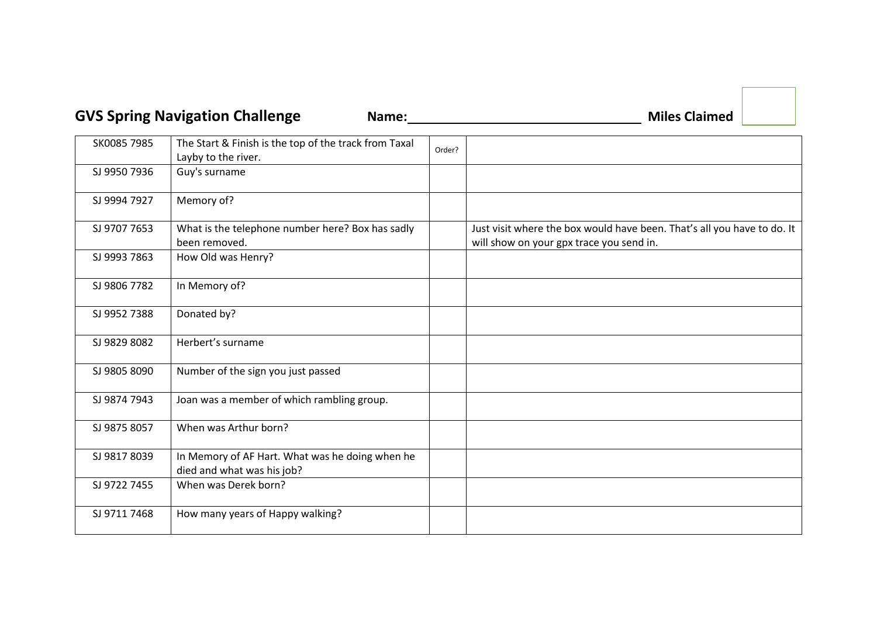**GVS Spring Navigation Challenge** **Name:** ______________________ **Miles Claimed** ______

| SK0085 7985 | The Start & Finish is the top of the track from Taxal Layby to the river. | Order? | |
|---|---|---|---|
| SJ 9950 7936 | Guy's surname | | |
| SJ 9994 7927 | Memory of? | | |
| SJ 9707 7653 | What is the telephone number here? Box has sadly been removed. | | Just visit where the box would have been. That's all you have to do. It will show on your gpx trace you send in. |
| SJ 9993 7863 | How Old was Henry? | | |
| SJ 9806 7782 | In Memory of? | | |
| SJ 9952 7388 | Donated by? | | |
| SJ 9829 8082 | Herbert's surname | | |
| SJ 9805 8090 | Number of the sign you just passed | | |
| SJ 9874 7943 | Joan was a member of which rambling group. | | |
| SJ 9875 8057 | When was Arthur born? | | |
| SJ 9817 8039 | In Memory of AF Hart. What was he doing when he died and what was his job? | | |
| SJ 9722 7455 | When was Derek born? | | |
| SJ 9711 7468 | How many years of Happy walking? | | |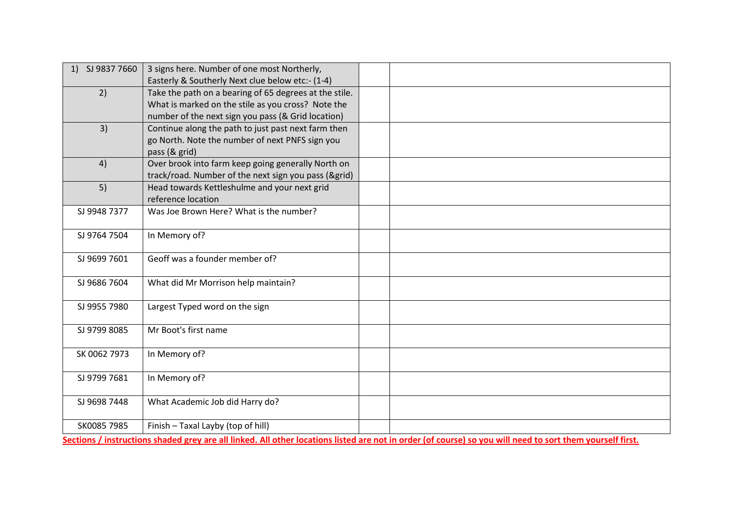| | | | |
|---|---|---|---|
| 1) SJ 9837 7660 | 3 signs here. Number of one most Northerly, Easterly & Southerly Next clue below etc:- (1-4) | | |
| 2) | Take the path on a bearing of 65 degrees at the stile. What is marked on the stile as you cross? Note the number of the next sign you pass (& Grid location) | | |
| 3) | Continue along the path to just past next farm then go North. Note the number of next PNFS sign you pass (& grid) | | |
| 4) | Over brook into farm keep going generally North on track/road. Number of the next sign you pass (&grid) | | |
| 5) | Head towards Kettleshulme and your next grid reference location | | |
| SJ 9948 7377 | Was Joe Brown Here? What is the number? | | |
| SJ 9764 7504 | In Memory of? | | |
| SJ 9699 7601 | Geoff was a founder member of? | | |
| SJ 9686 7604 | What did Mr Morrison help maintain? | | |
| SJ 9955 7980 | Largest Typed word on the sign | | |
| SJ 9799 8085 | Mr Boot's first name | | |
| SK 0062 7973 | In Memory of? | | |
| SJ 9799 7681 | In Memory of? | | |
| SJ 9698 7448 | What Academic Job did Harry do? | | |
| SK0085 7985 | Finish – Taxal Layby (top of hill) | | |

**Sections / instructions shaded grey are all linked. All other locations listed are not in order (of course) so you will need to sort them yourself first.**